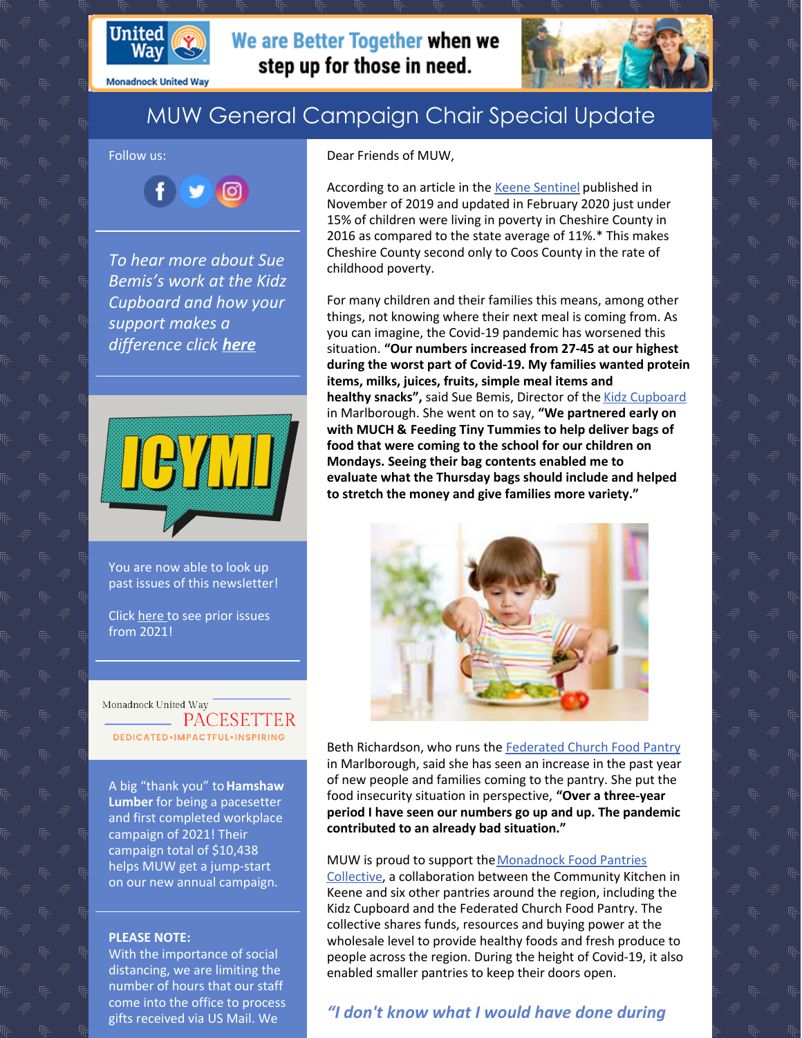We are Better Together when we step up for those in need.

# MUW General Campaign Chair Special Update

Dear Friends of MUW,

According to an article in the Keene Sentinel published in November of 2019 and updated in February 2020 just under 15% of children were living in poverty in Cheshire County in 2016 as compared to the state average of 11%.* This makes Cheshire County second only to Coos County in the rate of childhood poverty.

For many children and their families this means, among other things, not knowing where their next meal is coming from. As you can imagine, the Covid-19 pandemic has worsened this situation. **"Our numbers increased from 27-45 at our highest during the worst part of Covid-19. My families wanted protein items, milks, juices, fruits, simple meal items and healthy snacks",** said Sue Bemis, Director of the Kidz Cupboard in Marlborough. She went on to say, **"We partnered early on with MUCH & Feeding Tiny Tummies to help deliver bags of food that were coming to the school for our children on Mondays. Seeing their bag contents enabled me to evaluate what the Thursday bags should include and helped to stretch the money and give families more variety."**

Beth Richardson, who runs the Federated Church Food Pantry in Marlborough, said she has seen an increase in the past year of new people and families coming to the pantry. She put the food insecurity situation in perspective, **"Over a three-year period I have seen our numbers go up and up. The pandemic contributed to an already bad situation."**

MUW is proud to support the Monadnock Food Pantries Collective, a collaboration between the Community Kitchen in Keene and six other pantries around the region, including the Kidz Cupboard and the Federated Church Food Pantry. The collective shares funds, resources and buying power at the wholesale level to provide healthy foods and fresh produce to people across the region. During the height of Covid-19, it also enabled smaller pantries to keep their doors open.

*"I don't know what I would have done during*

---

Follow us:

*To hear more about Sue Bemis's work at the Kidz Cupboard and how your support makes a difference click **here***

ICYMI

You are now able to look up past issues of this newsletter!

Click here to see prior issues from 2021!

Monadnock United Way PACESETTER
DEDICATED•IMPACTFUL•INSPIRING

A big "thank you" to **Hamshaw Lumber** for being a pacesetter and first completed workplace campaign of 2021! Their campaign total of $10,438 helps MUW get a jump-start on our new annual campaign.

**PLEASE NOTE:**
With the importance of social distancing, we are limiting the number of hours that our staff come into the office to process gifts received via US Mail. We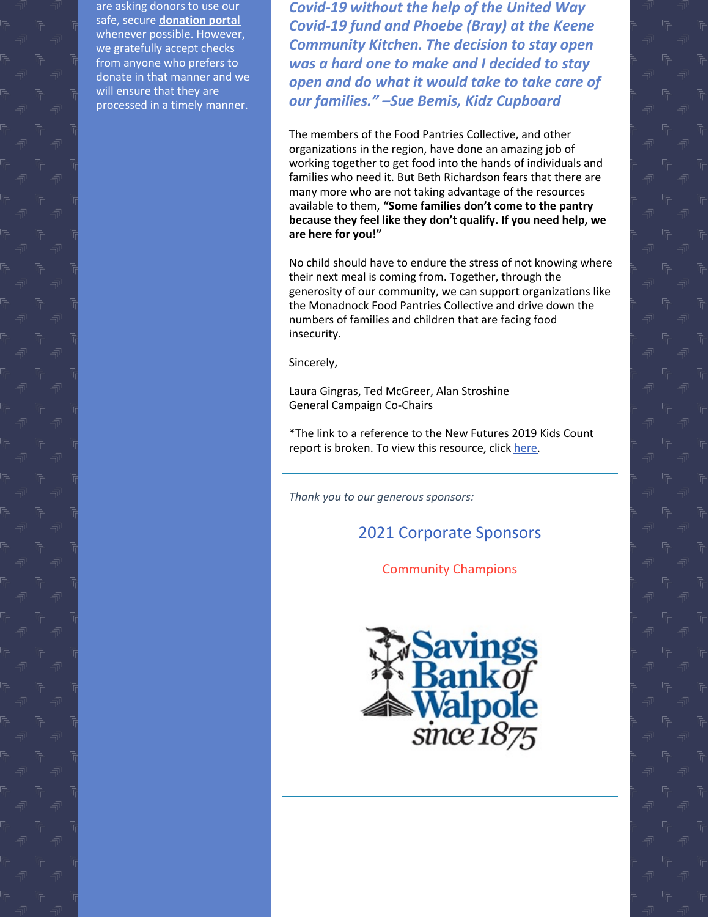are asking donors to use our safe, secure **donation portal** whenever possible. However, we gratefully accept checks from anyone who prefers to donate in that manner and we will ensure that they are processed in a timely manner.

***Covid-19 without the help of the United Way Covid-19 fund and Phoebe (Bray) at the Keene Community Kitchen. The decision to stay open was a hard one to make and I decided to stay open and do what it would take to take care of our families." –Sue Bemis, Kidz Cupboard***

The members of the Food Pantries Collective, and other organizations in the region, have done an amazing job of working together to get food into the hands of individuals and families who need it. But Beth Richardson fears that there are many more who are not taking advantage of the resources available to them, **"Some families don't come to the pantry because they feel like they don't qualify. If you need help, we are here for you!"**

No child should have to endure the stress of not knowing where their next meal is coming from. Together, through the generosity of our community, we can support organizations like the Monadnock Food Pantries Collective and drive down the numbers of families and children that are facing food insecurity.

Sincerely,

Laura Gingras, Ted McGreer, Alan Stroshine
General Campaign Co-Chairs

*The link to a reference to the New Futures 2019 Kids Count report is broken. To view this resource, click here.

---

*Thank you to our generous sponsors:*

## 2021 Corporate Sponsors

### Community Champions

Savings Bank of Walpole since 1875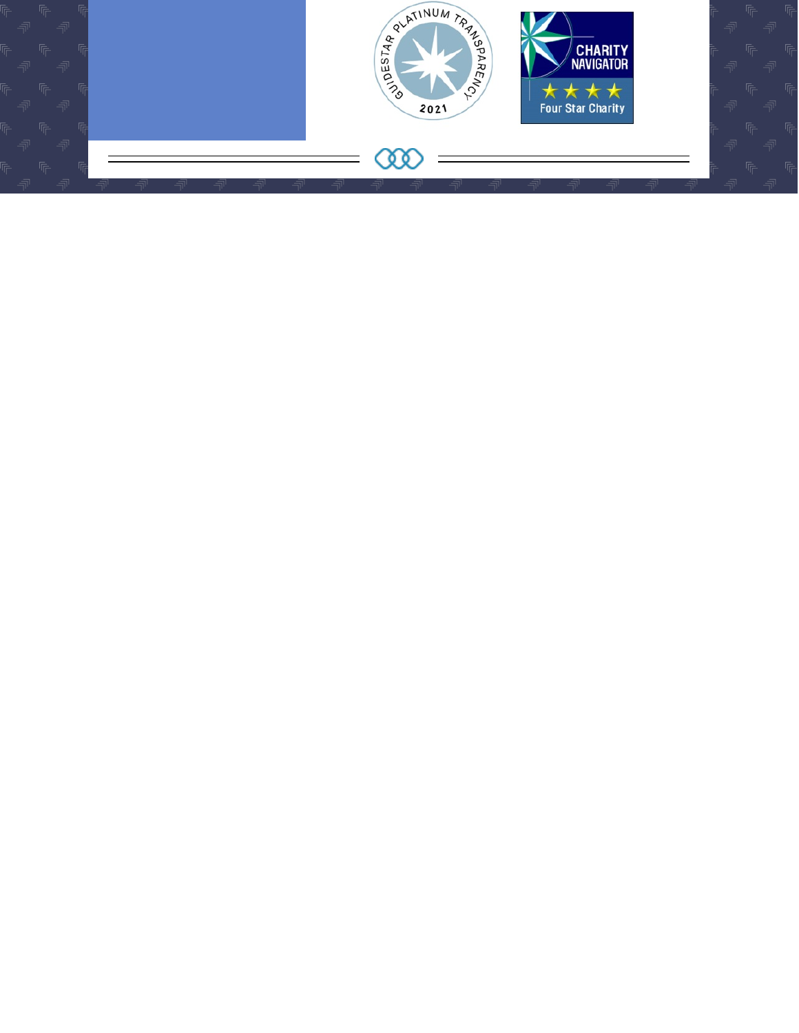GUIDESTAR PLATINUM TRANSPARENCY 2021

CHARITY NAVIGATOR

Four Star Charity